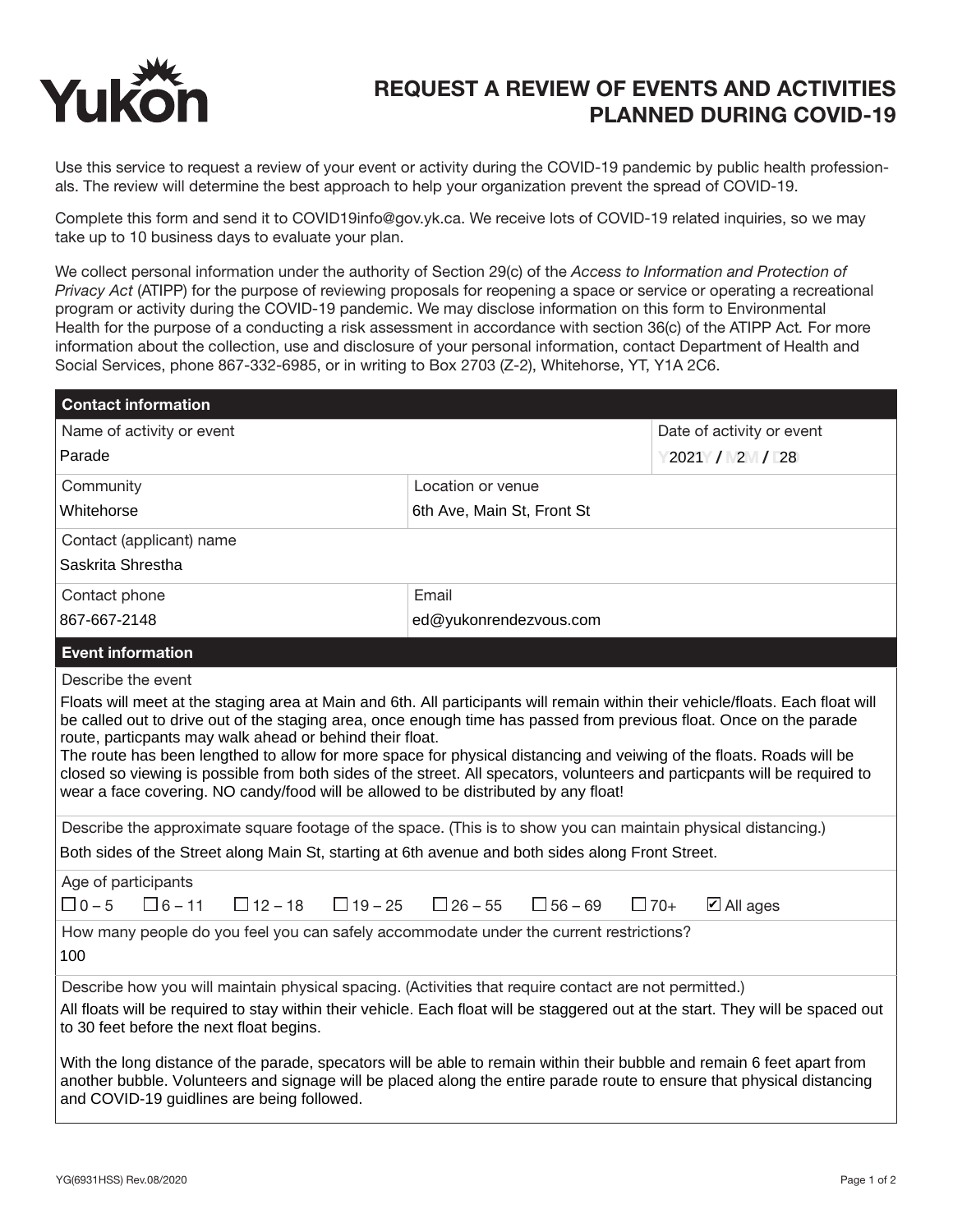Yukon

# REQUEST A REVIEW OF EVENTS AND ACTIVITIES PLANNED DURING COVID-19

Use this service to request a review of your event or activity during the COVID-19 pandemic by public health professionals. The review will determine the best approach to help your organization prevent the spread of COVID-19.

Complete this form and send it to COVID19info@gov.yk.ca. We receive lots of COVID-19 related inquiries, so we may take up to 10 business days to evaluate your plan.

We collect personal information under the authority of Section 29(c) of the *Access to Information and Protection of Privacy Act* (ATIPP) for the purpose of reviewing proposals for reopening a space or service or operating a recreational program or activity during the COVID-19 pandemic. We may disclose information on this form to Environmental Health for the purpose of a conducting a risk assessment in accordance with section 36(c) of the ATIPP Act. For more information about the collection, use and disclosure of your personal information, contact Department of Health and Social Services, phone 867-332-6985, or in writing to Box 2703 (Z-2), Whitehorse, YT, Y1A 2C6.

## Contact information

| Name of activity or event | Date of activity or event |
|---|---|
| Parade | 2021 / 2 / 28 |

| Community | Location or venue |
|---|---|
| Whitehorse | 6th Ave, Main St, Front St |

**Contact (applicant) name**
Saskrita Shrestha

| Contact phone | Email |
|---|---|
| 867-667-2148 | ed@yukonrendezvous.com |

## Event information

**Describe the event**

Floats will meet at the staging area at Main and 6th. All participants will remain within their vehicle/floats. Each float will be called out to drive out of the staging area, once enough time has passed from previous float. Once on the parade route, particpants may walk ahead or behind their float.
The route has been lengthed to allow for more space for physical distancing and veiwing of the floats. Roads will be closed so viewing is possible from both sides of the street. All specators, volunteers and particpants will be required to wear a face covering. NO candy/food will be allowed to be distributed by any float!

**Describe the approximate square footage of the space. (This is to show you can maintain physical distancing.)**

Both sides of the Street along Main St, starting at 6th avenue and both sides along Front Street.

**Age of participants**

☐ 0 – 5 ☐ 6 – 11 ☐ 12 – 18 ☐ 19 – 25 ☐ 26 – 55 ☐ 56 – 69 ☐ 70+ ☑ All ages

**How many people do you feel you can safely accommodate under the current restrictions?**

100

**Describe how you will maintain physical spacing. (Activities that require contact are not permitted.)**

All floats will be required to stay within their vehicle. Each float will be staggered out at the start. They will be spaced out to 30 feet before the next float begins.

With the long distance of the parade, specators will be able to remain within their bubble and remain 6 feet apart from another bubble. Volunteers and signage will be placed along the entire parade route to ensure that physical distancing and COVID-19 guidlines are being followed.

YG(6931HSS) Rev.08/2020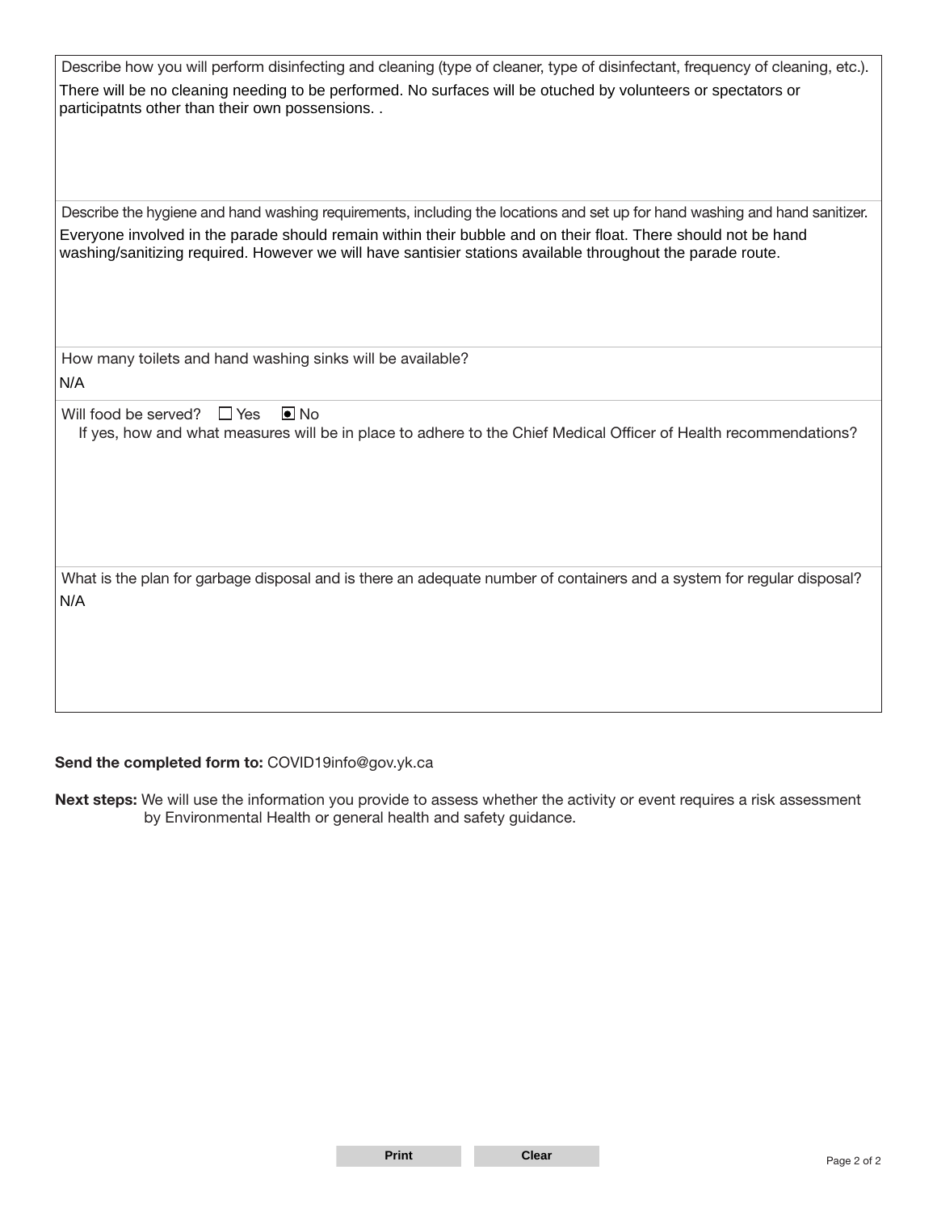Describe how you will perform disinfecting and cleaning (type of cleaner, type of disinfectant, frequency of cleaning, etc.).

There will be no cleaning needing to be performed. No surfaces will be otuched by volunteers or spectators or participatnts other than their own possensions. .

Describe the hygiene and hand washing requirements, including the locations and set up for hand washing and hand sanitizer.

Everyone involved in the parade should remain within their bubble and on their float. There should not be hand washing/sanitizing required. However we will have santisier stations available throughout the parade route.

How many toilets and hand washing sinks will be available?

N/A

Will food be served? ☐ Yes ☒ No

If yes, how and what measures will be in place to adhere to the Chief Medical Officer of Health recommendations?

What is the plan for garbage disposal and is there an adequate number of containers and a system for regular disposal?

N/A

**Send the completed form to:** COVID19info@gov.yk.ca

**Next steps:** We will use the information you provide to assess whether the activity or event requires a risk assessment by Environmental Health or general health and safety guidance.

Print Clear